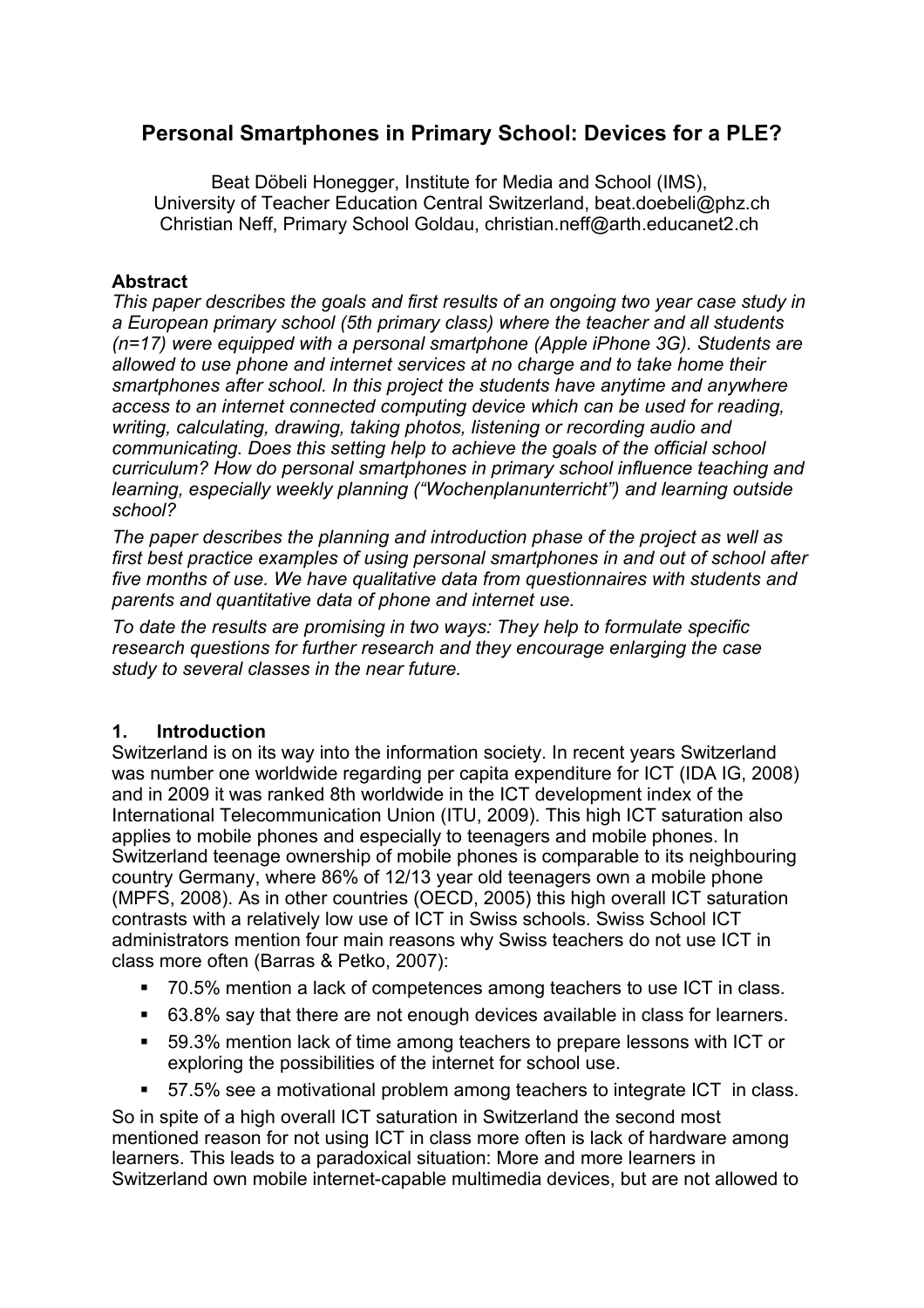# Personal Smartphones in Primary School: Devices for a PLE?

Beat Döbeli Honegger, Institute for Media and School (IMS),
University of Teacher Education Central Switzerland, beat.doebeli@phz.ch
Christian Neff, Primary School Goldau, christian.neff@arth.educanet2.ch

**Abstract**

*This paper describes the goals and first results of an ongoing two year case study in a European primary school (5th primary class) where the teacher and all students (n=17) were equipped with a personal smartphone (Apple iPhone 3G). Students are allowed to use phone and internet services at no charge and to take home their smartphones after school. In this project the students have anytime and anywhere access to an internet connected computing device which can be used for reading, writing, calculating, drawing, taking photos, listening or recording audio and communicating. Does this setting help to achieve the goals of the official school curriculum? How do personal smartphones in primary school influence teaching and learning, especially weekly planning ("Wochenplanunterricht") and learning outside school?*

*The paper describes the planning and introduction phase of the project as well as first best practice examples of using personal smartphones in and out of school after five months of use. We have qualitative data from questionnaires with students and parents and quantitative data of phone and internet use.*

*To date the results are promising in two ways: They help to formulate specific research questions for further research and they encourage enlarging the case study to several classes in the near future.*

## 1. Introduction

Switzerland is on its way into the information society. In recent years Switzerland was number one worldwide regarding per capita expenditure for ICT (IDA IG, 2008) and in 2009 it was ranked 8th worldwide in the ICT development index of the International Telecommunication Union (ITU, 2009). This high ICT saturation also applies to mobile phones and especially to teenagers and mobile phones. In Switzerland teenage ownership of mobile phones is comparable to its neighbouring country Germany, where 86% of 12/13 year old teenagers own a mobile phone (MPFS, 2008). As in other countries (OECD, 2005) this high overall ICT saturation contrasts with a relatively low use of ICT in Swiss schools. Swiss School ICT administrators mention four main reasons why Swiss teachers do not use ICT in class more often (Barras & Petko, 2007):

- 70.5% mention a lack of competences among teachers to use ICT in class.
- 63.8% say that there are not enough devices available in class for learners.
- 59.3% mention lack of time among teachers to prepare lessons with ICT or exploring the possibilities of the internet for school use.
- 57.5% see a motivational problem among teachers to integrate ICT in class.

So in spite of a high overall ICT saturation in Switzerland the second most mentioned reason for not using ICT in class more often is lack of hardware among learners. This leads to a paradoxical situation: More and more learners in Switzerland own mobile internet-capable multimedia devices, but are not allowed to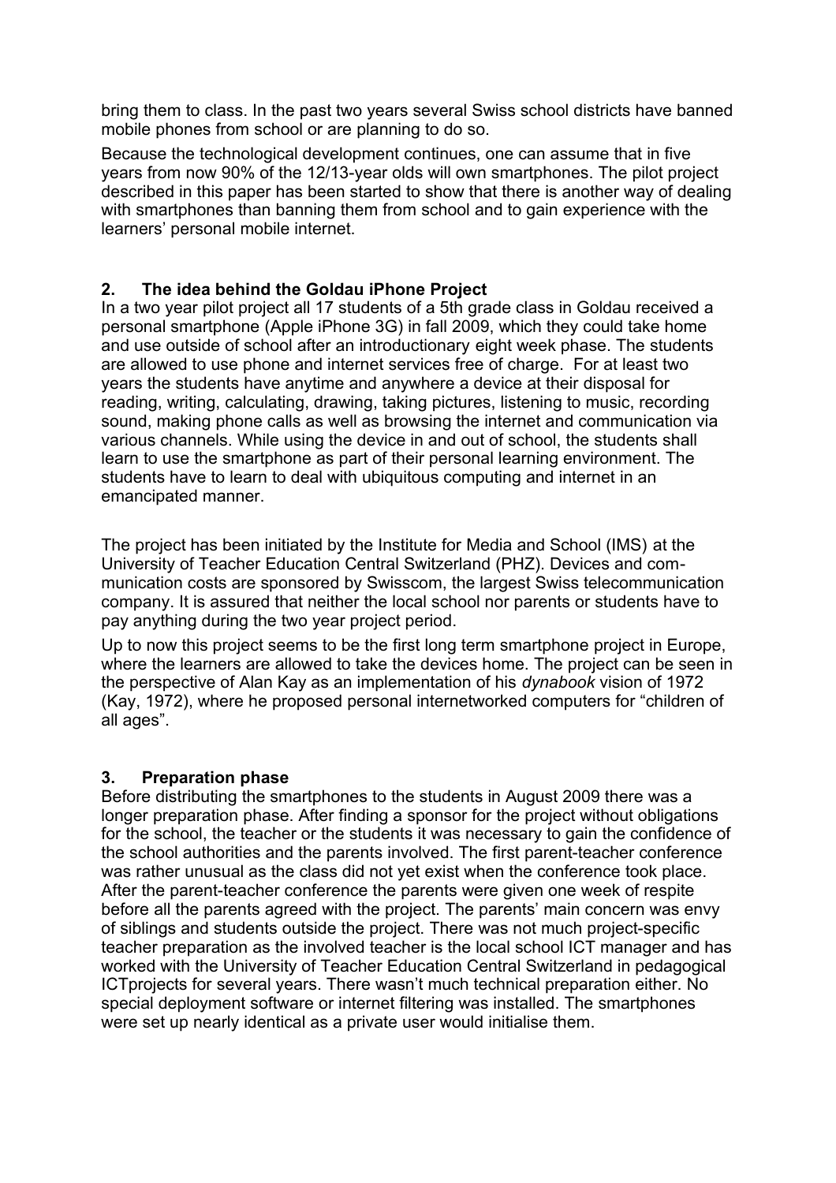bring them to class. In the past two years several Swiss school districts have banned mobile phones from school or are planning to do so.

Because the technological development continues, one can assume that in five years from now 90% of the 12/13-year olds will own smartphones. The pilot project described in this paper has been started to show that there is another way of dealing with smartphones than banning them from school and to gain experience with the learners' personal mobile internet.

## 2. The idea behind the Goldau iPhone Project

In a two year pilot project all 17 students of a 5th grade class in Goldau received a personal smartphone (Apple iPhone 3G) in fall 2009, which they could take home and use outside of school after an introductionary eight week phase. The students are allowed to use phone and internet services free of charge. For at least two years the students have anytime and anywhere a device at their disposal for reading, writing, calculating, drawing, taking pictures, listening to music, recording sound, making phone calls as well as browsing the internet and communication via various channels. While using the device in and out of school, the students shall learn to use the smartphone as part of their personal learning environment. The students have to learn to deal with ubiquitous computing and internet in an emancipated manner.

The project has been initiated by the Institute for Media and School (IMS) at the University of Teacher Education Central Switzerland (PHZ). Devices and communication costs are sponsored by Swisscom, the largest Swiss telecommunication company. It is assured that neither the local school nor parents or students have to pay anything during the two year project period.

Up to now this project seems to be the first long term smartphone project in Europe, where the learners are allowed to take the devices home. The project can be seen in the perspective of Alan Kay as an implementation of his *dynabook* vision of 1972 (Kay, 1972), where he proposed personal internetworked computers for "children of all ages".

## 3. Preparation phase

Before distributing the smartphones to the students in August 2009 there was a longer preparation phase. After finding a sponsor for the project without obligations for the school, the teacher or the students it was necessary to gain the confidence of the school authorities and the parents involved. The first parent-teacher conference was rather unusual as the class did not yet exist when the conference took place. After the parent-teacher conference the parents were given one week of respite before all the parents agreed with the project. The parents' main concern was envy of siblings and students outside the project. There was not much project-specific teacher preparation as the involved teacher is the local school ICT manager and has worked with the University of Teacher Education Central Switzerland in pedagogical ICTprojects for several years. There wasn't much technical preparation either. No special deployment software or internet filtering was installed. The smartphones were set up nearly identical as a private user would initialise them.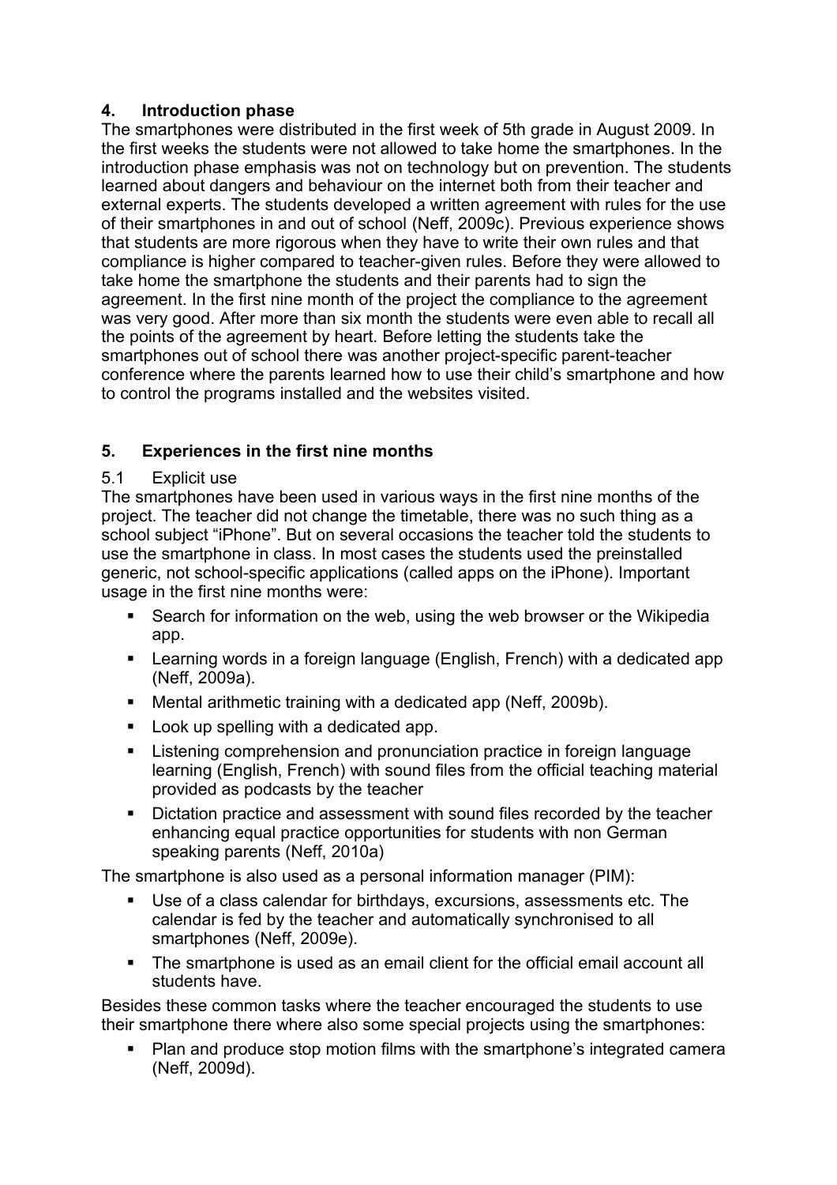## 4. Introduction phase

The smartphones were distributed in the first week of 5th grade in August 2009. In the first weeks the students were not allowed to take home the smartphones. In the introduction phase emphasis was not on technology but on prevention. The students learned about dangers and behaviour on the internet both from their teacher and external experts. The students developed a written agreement with rules for the use of their smartphones in and out of school (Neff, 2009c). Previous experience shows that students are more rigorous when they have to write their own rules and that compliance is higher compared to teacher-given rules. Before they were allowed to take home the smartphone the students and their parents had to sign the agreement. In the first nine month of the project the compliance to the agreement was very good. After more than six month the students were even able to recall all the points of the agreement by heart. Before letting the students take the smartphones out of school there was another project-specific parent-teacher conference where the parents learned how to use their child's smartphone and how to control the programs installed and the websites visited.

## 5. Experiences in the first nine months

### 5.1 Explicit use

The smartphones have been used in various ways in the first nine months of the project. The teacher did not change the timetable, there was no such thing as a school subject "iPhone". But on several occasions the teacher told the students to use the smartphone in class. In most cases the students used the preinstalled generic, not school-specific applications (called apps on the iPhone). Important usage in the first nine months were:

- Search for information on the web, using the web browser or the Wikipedia app.
- Learning words in a foreign language (English, French) with a dedicated app (Neff, 2009a).
- Mental arithmetic training with a dedicated app (Neff, 2009b).
- Look up spelling with a dedicated app.
- Listening comprehension and pronunciation practice in foreign language learning (English, French) with sound files from the official teaching material provided as podcasts by the teacher
- Dictation practice and assessment with sound files recorded by the teacher enhancing equal practice opportunities for students with non German speaking parents (Neff, 2010a)

The smartphone is also used as a personal information manager (PIM):

- Use of a class calendar for birthdays, excursions, assessments etc. The calendar is fed by the teacher and automatically synchronised to all smartphones (Neff, 2009e).
- The smartphone is used as an email client for the official email account all students have.

Besides these common tasks where the teacher encouraged the students to use their smartphone there where also some special projects using the smartphones:

- Plan and produce stop motion films with the smartphone's integrated camera (Neff, 2009d).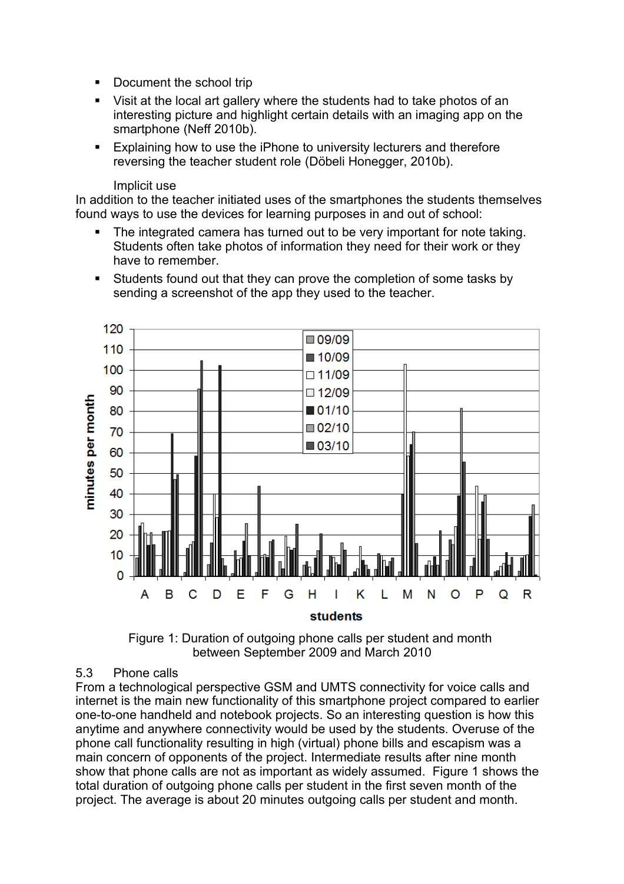- Document the school trip
- Visit at the local art gallery where the students had to take photos of an interesting picture and highlight certain details with an imaging app on the smartphone (Neff 2010b).
- Explaining how to use the iPhone to university lecturers and therefore reversing the teacher student role (Döbeli Honegger, 2010b).

Implicit use

In addition to the teacher initiated uses of the smartphones the students themselves found ways to use the devices for learning purposes in and out of school:

- The integrated camera has turned out to be very important for note taking. Students often take photos of information they need for their work or they have to remember.
- Students found out that they can prove the completion of some tasks by sending a screenshot of the app they used to the teacher.

Figure 1: Duration of outgoing phone calls per student and month between September 2009 and March 2010

### 5.3 Phone calls

From a technological perspective GSM and UMTS connectivity for voice calls and internet is the main new functionality of this smartphone project compared to earlier one-to-one handheld and notebook projects. So an interesting question is how this anytime and anywhere connectivity would be used by the students. Overuse of the phone call functionality resulting in high (virtual) phone bills and escapism was a main concern of opponents of the project. Intermediate results after nine month show that phone calls are not as important as widely assumed. Figure 1 shows the total duration of outgoing phone calls per student in the first seven month of the project. The average is about 20 minutes outgoing calls per student and month.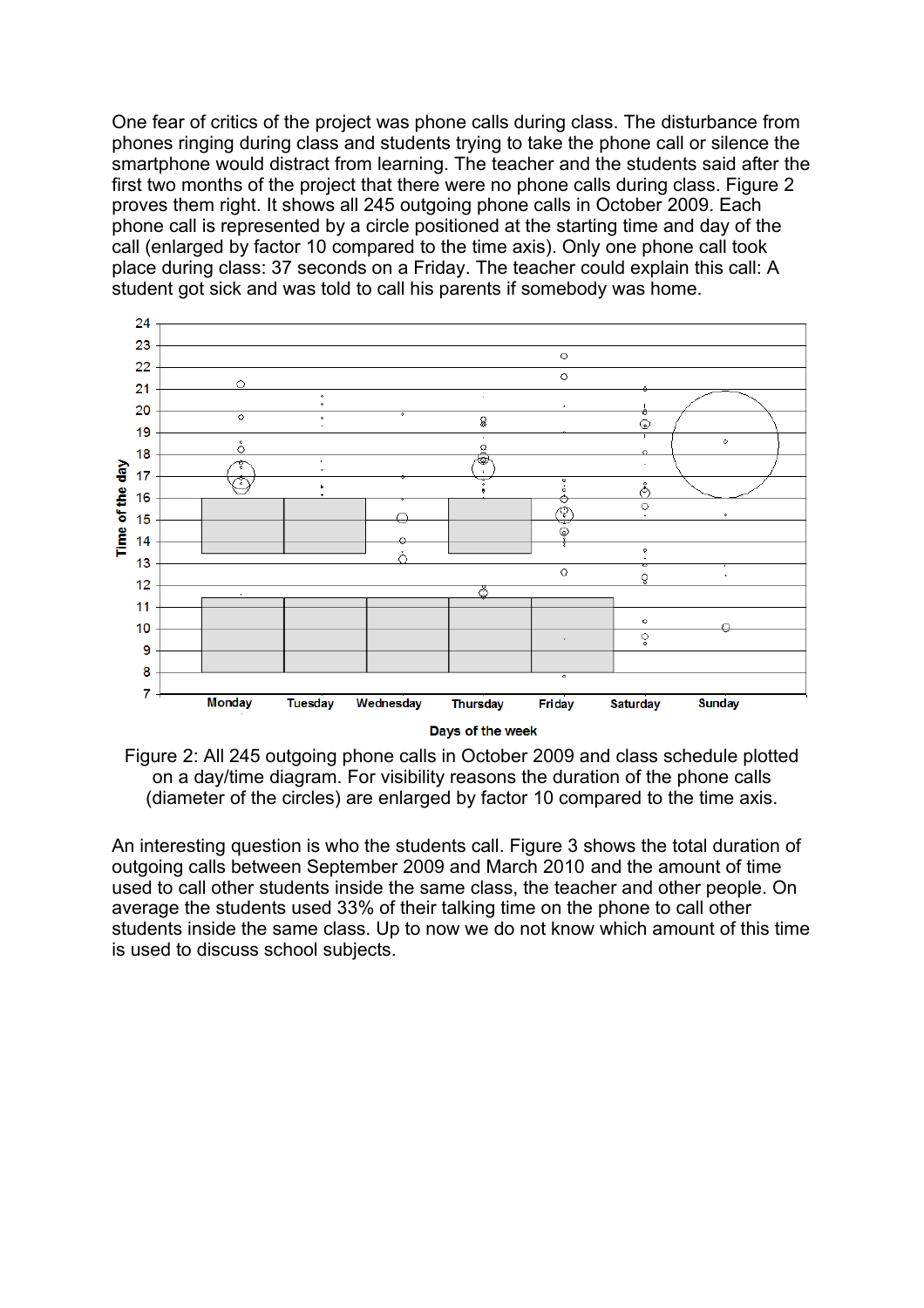One fear of critics of the project was phone calls during class. The disturbance from phones ringing during class and students trying to take the phone call or silence the smartphone would distract from learning. The teacher and the students said after the first two months of the project that there were no phone calls during class. Figure 2 proves them right. It shows all 245 outgoing phone calls in October 2009. Each phone call is represented by a circle positioned at the starting time and day of the call (enlarged by factor 10 compared to the time axis). Only one phone call took place during class: 37 seconds on a Friday. The teacher could explain this call: A student got sick and was told to call his parents if somebody was home.

Figure 2: All 245 outgoing phone calls in October 2009 and class schedule plotted on a day/time diagram. For visibility reasons the duration of the phone calls (diameter of the circles) are enlarged by factor 10 compared to the time axis.

An interesting question is who the students call. Figure 3 shows the total duration of outgoing calls between September 2009 and March 2010 and the amount of time used to call other students inside the same class, the teacher and other people. On average the students used 33% of their talking time on the phone to call other students inside the same class. Up to now we do not know which amount of this time is used to discuss school subjects.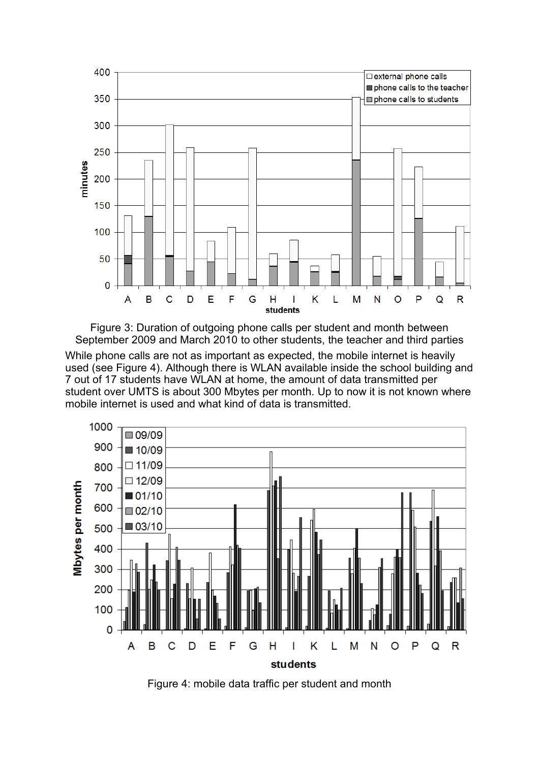Figure 3: Duration of outgoing phone calls per student and month between September 2009 and March 2010 to other students, the teacher and third parties

While phone calls are not as important as expected, the mobile internet is heavily used (see Figure 4). Although there is WLAN available inside the school building and 7 out of 17 students have WLAN at home, the amount of data transmitted per student over UMTS is about 300 Mbytes per month. Up to now it is not known where mobile internet is used and what kind of data is transmitted.

Figure 4: mobile data traffic per student and month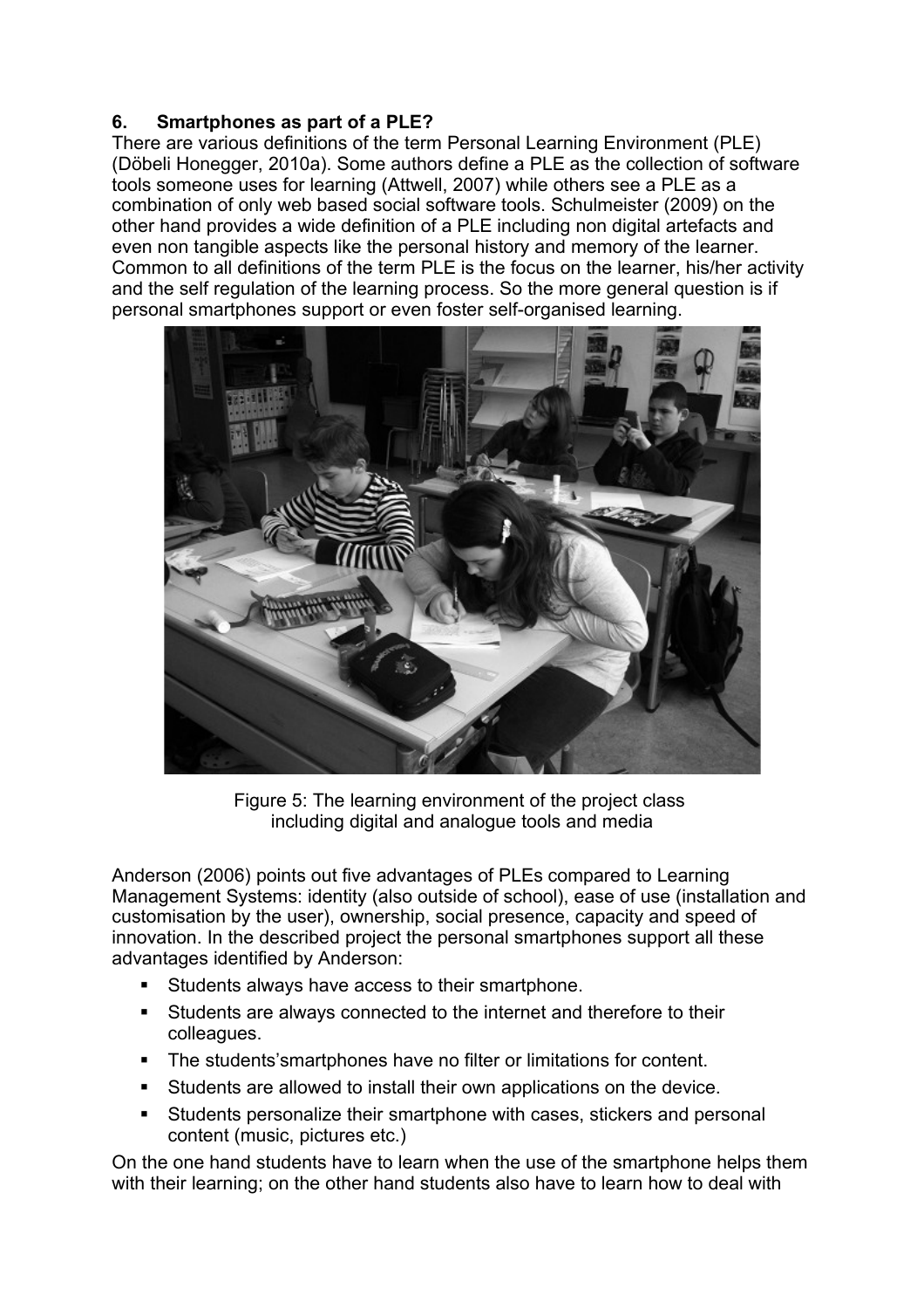## 6. Smartphones as part of a PLE?

There are various definitions of the term Personal Learning Environment (PLE) (Döbeli Honegger, 2010a). Some authors define a PLE as the collection of software tools someone uses for learning (Attwell, 2007) while others see a PLE as a combination of only web based social software tools. Schulmeister (2009) on the other hand provides a wide definition of a PLE including non digital artefacts and even non tangible aspects like the personal history and memory of the learner. Common to all definitions of the term PLE is the focus on the learner, his/her activity and the self regulation of the learning process. So the more general question is if personal smartphones support or even foster self-organised learning.

Figure 5: The learning environment of the project class including digital and analogue tools and media

Anderson (2006) points out five advantages of PLEs compared to Learning Management Systems: identity (also outside of school), ease of use (installation and customisation by the user), ownership, social presence, capacity and speed of innovation. In the described project the personal smartphones support all these advantages identified by Anderson:

- Students always have access to their smartphone.
- Students are always connected to the internet and therefore to their colleagues.
- The students'smartphones have no filter or limitations for content.
- Students are allowed to install their own applications on the device.
- Students personalize their smartphone with cases, stickers and personal content (music, pictures etc.)

On the one hand students have to learn when the use of the smartphone helps them with their learning; on the other hand students also have to learn how to deal with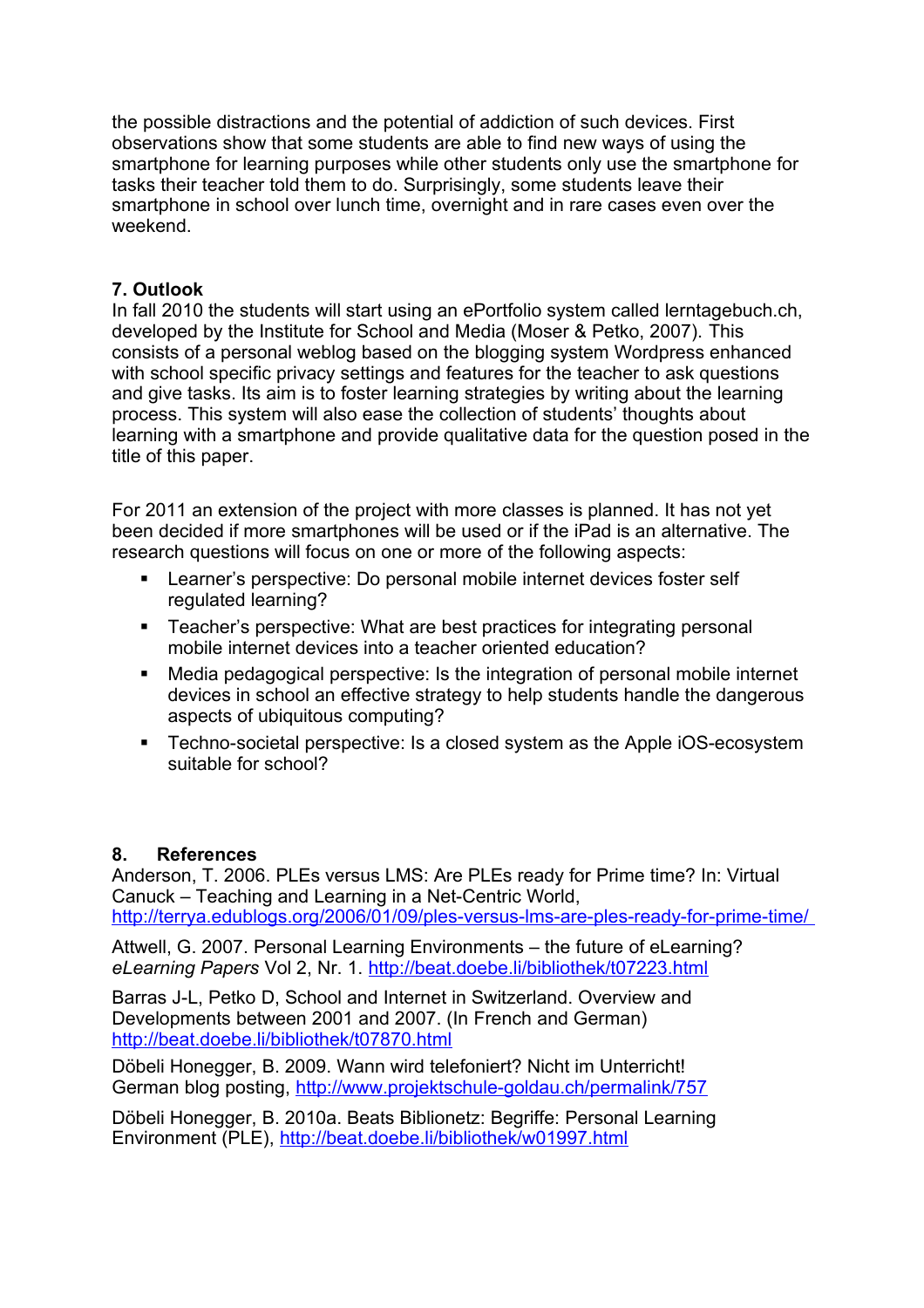the possible distractions and the potential of addiction of such devices. First observations show that some students are able to find new ways of using the smartphone for learning purposes while other students only use the smartphone for tasks their teacher told them to do. Surprisingly, some students leave their smartphone in school over lunch time, overnight and in rare cases even over the weekend.

## 7. Outlook

In fall 2010 the students will start using an ePortfolio system called lerntagebuch.ch, developed by the Institute for School and Media (Moser & Petko, 2007). This consists of a personal weblog based on the blogging system Wordpress enhanced with school specific privacy settings and features for the teacher to ask questions and give tasks. Its aim is to foster learning strategies by writing about the learning process. This system will also ease the collection of students' thoughts about learning with a smartphone and provide qualitative data for the question posed in the title of this paper.

For 2011 an extension of the project with more classes is planned. It has not yet been decided if more smartphones will be used or if the iPad is an alternative. The research questions will focus on one or more of the following aspects:

- Learner's perspective: Do personal mobile internet devices foster self regulated learning?
- Teacher's perspective: What are best practices for integrating personal mobile internet devices into a teacher oriented education?
- Media pedagogical perspective: Is the integration of personal mobile internet devices in school an effective strategy to help students handle the dangerous aspects of ubiquitous computing?
- Techno-societal perspective: Is a closed system as the Apple iOS-ecosystem suitable for school?

## 8. References

Anderson, T. 2006. PLEs versus LMS: Are PLEs ready for Prime time? In: Virtual Canuck – Teaching and Learning in a Net-Centric World, http://terrya.edublogs.org/2006/01/09/ples-versus-lms-are-ples-ready-for-prime-time/

Attwell, G. 2007. Personal Learning Environments – the future of eLearning? *eLearning Papers* Vol 2, Nr. 1. http://beat.doebe.li/bibliothek/t07223.html

Barras J-L, Petko D, School and Internet in Switzerland. Overview and Developments between 2001 and 2007. (In French and German) http://beat.doebe.li/bibliothek/t07870.html

Döbeli Honegger, B. 2009. Wann wird telefoniert? Nicht im Unterricht! German blog posting, http://www.projektschule-goldau.ch/permalink/757

Döbeli Honegger, B. 2010a. Beats Biblionetz: Begriffe: Personal Learning Environment (PLE), http://beat.doebe.li/bibliothek/w01997.html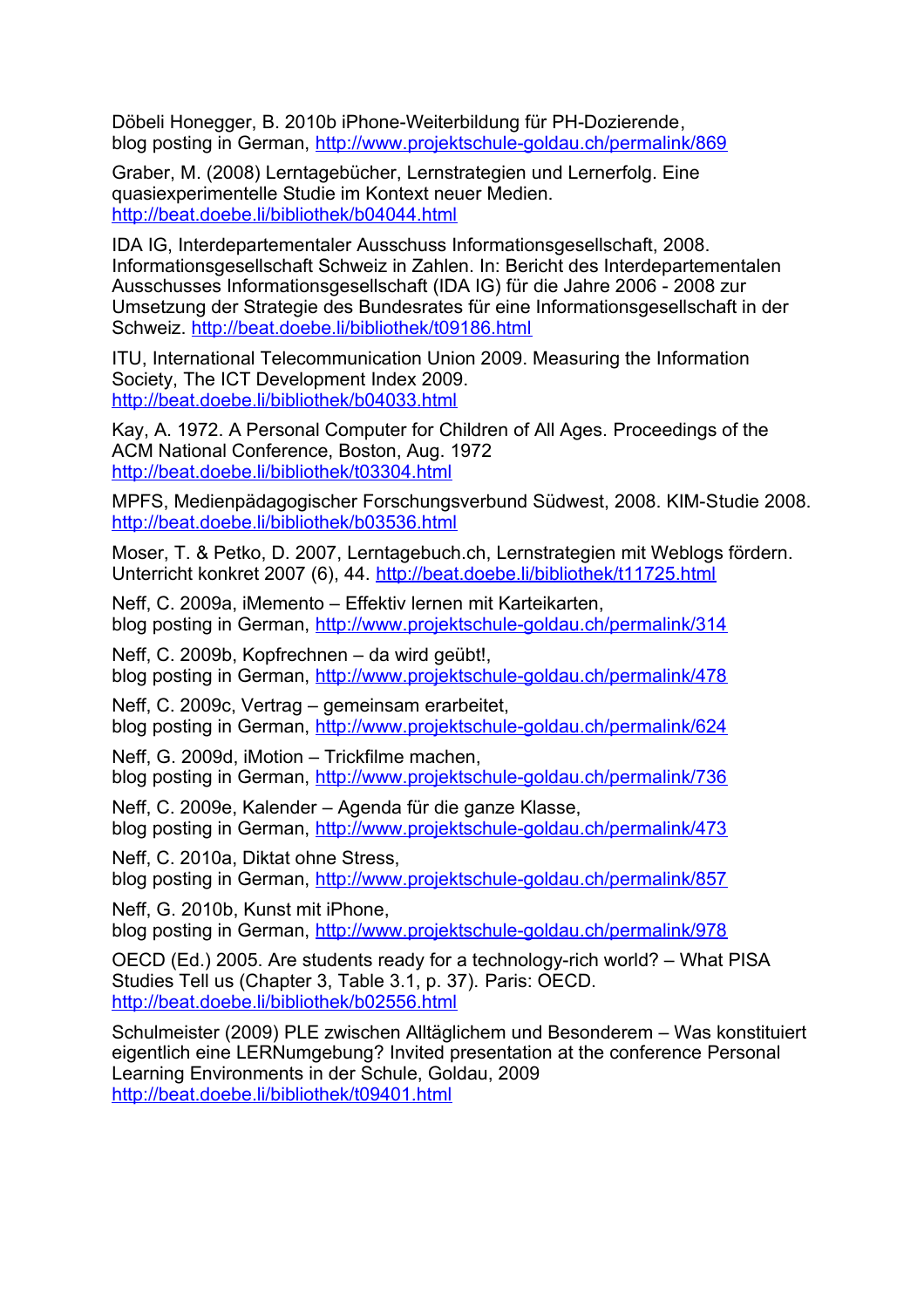Döbeli Honegger, B. 2010b iPhone-Weiterbildung für PH-Dozierende, blog posting in German, http://www.projektschule-goldau.ch/permalink/869

Graber, M. (2008) Lerntagebücher, Lernstrategien und Lernerfolg. Eine quasiexperimentelle Studie im Kontext neuer Medien. http://beat.doebe.li/bibliothek/b04044.html

IDA IG, Interdepartementaler Ausschuss Informationsgesellschaft, 2008. Informationsgesellschaft Schweiz in Zahlen. In: Bericht des Interdepartementalen Ausschusses Informationsgesellschaft (IDA IG) für die Jahre 2006 - 2008 zur Umsetzung der Strategie des Bundesrates für eine Informationsgesellschaft in der Schweiz. http://beat.doebe.li/bibliothek/t09186.html

ITU, International Telecommunication Union 2009. Measuring the Information Society, The ICT Development Index 2009. http://beat.doebe.li/bibliothek/b04033.html

Kay, A. 1972. A Personal Computer for Children of All Ages. Proceedings of the ACM National Conference, Boston, Aug. 1972 http://beat.doebe.li/bibliothek/t03304.html

MPFS, Medienpädagogischer Forschungsverbund Südwest, 2008. KIM-Studie 2008. http://beat.doebe.li/bibliothek/b03536.html

Moser, T. & Petko, D. 2007, Lerntagebuch.ch, Lernstrategien mit Weblogs fördern. Unterricht konkret 2007 (6), 44. http://beat.doebe.li/bibliothek/t11725.html

Neff, C. 2009a, iMemento – Effektiv lernen mit Karteikarten, blog posting in German, http://www.projektschule-goldau.ch/permalink/314

Neff, C. 2009b, Kopfrechnen – da wird geübt!, blog posting in German, http://www.projektschule-goldau.ch/permalink/478

Neff, C. 2009c, Vertrag – gemeinsam erarbeitet, blog posting in German, http://www.projektschule-goldau.ch/permalink/624

Neff, G. 2009d, iMotion – Trickfilme machen, blog posting in German, http://www.projektschule-goldau.ch/permalink/736

Neff, C. 2009e, Kalender – Agenda für die ganze Klasse, blog posting in German, http://www.projektschule-goldau.ch/permalink/473

Neff, C. 2010a, Diktat ohne Stress, blog posting in German, http://www.projektschule-goldau.ch/permalink/857

Neff, G. 2010b, Kunst mit iPhone, blog posting in German, http://www.projektschule-goldau.ch/permalink/978

OECD (Ed.) 2005. Are students ready for a technology-rich world? – What PISA Studies Tell us (Chapter 3, Table 3.1, p. 37). Paris: OECD. http://beat.doebe.li/bibliothek/b02556.html

Schulmeister (2009) PLE zwischen Alltäglichem und Besonderem – Was konstituiert eigentlich eine LERNumgebung? Invited presentation at the conference Personal Learning Environments in der Schule, Goldau, 2009 http://beat.doebe.li/bibliothek/t09401.html